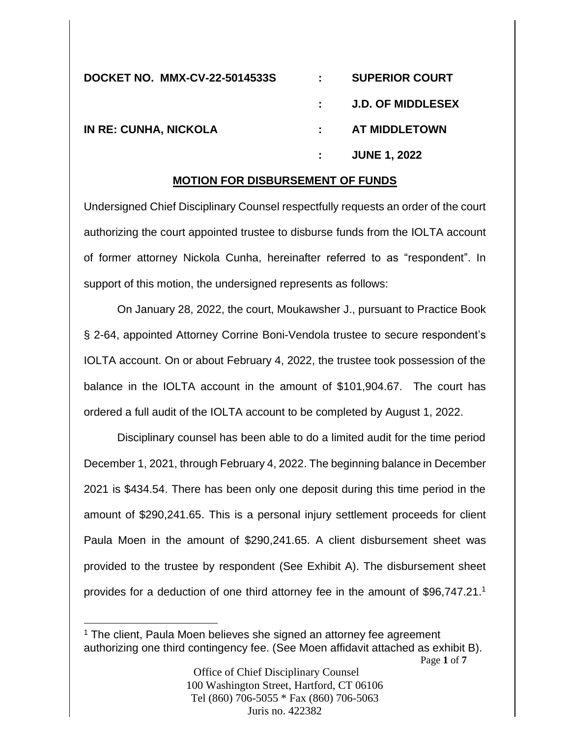| | | |
|---|---|---|
| **DOCKET NO. MMX-CV-22-5014533S** | **:** | **SUPERIOR COURT** |
| | **:** | **J.D. OF MIDDLESEX** |
| **IN RE: CUNHA, NICKOLA** | **:** | **AT MIDDLETOWN** |
| | **:** | **JUNE 1, 2022** |

## MOTION FOR DISBURSEMENT OF FUNDS

Undersigned Chief Disciplinary Counsel respectfully requests an order of the court authorizing the court appointed trustee to disburse funds from the IOLTA account of former attorney Nickola Cunha, hereinafter referred to as "respondent". In support of this motion, the undersigned represents as follows:

On January 28, 2022, the court, Moukawsher J., pursuant to Practice Book § 2-64, appointed Attorney Corrine Boni-Vendola trustee to secure respondent's IOLTA account. On or about February 4, 2022, the trustee took possession of the balance in the IOLTA account in the amount of $101,904.67. The court has ordered a full audit of the IOLTA account to be completed by August 1, 2022.

Disciplinary counsel has been able to do a limited audit for the time period December 1, 2021, through February 4, 2022. The beginning balance in December 2021 is $434.54. There has been only one deposit during this time period in the amount of $290,241.65. This is a personal injury settlement proceeds for client Paula Moen in the amount of $290,241.65. A client disbursement sheet was provided to the trustee by respondent (See Exhibit A). The disbursement sheet provides for a deduction of one third attorney fee in the amount of $96,747.21.[1]

[1] The client, Paula Moen believes she signed an attorney fee agreement authorizing one third contingency fee. (See Moen affidavit attached as exhibit B).

Office of Chief Disciplinary Counsel
100 Washington Street, Hartford, CT 06106
Tel (860) 706-5055 * Fax (860) 706-5063
Juris no. 422382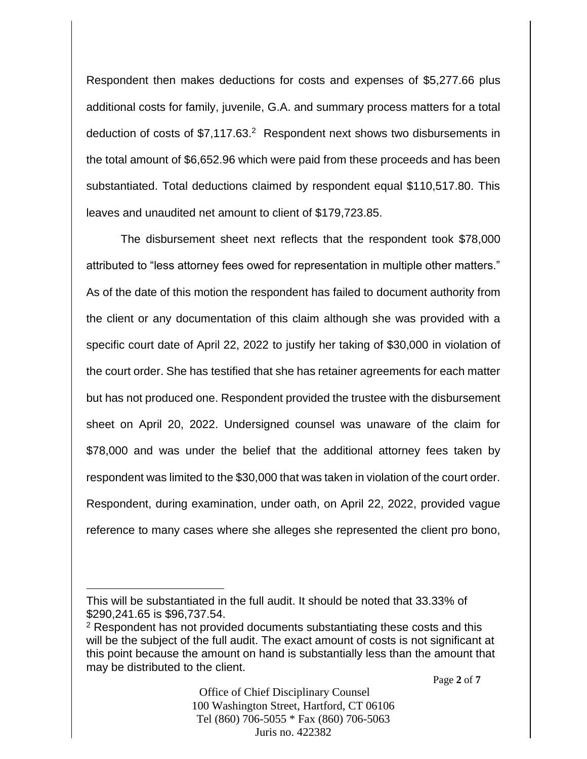Respondent then makes deductions for costs and expenses of $5,277.66 plus additional costs for family, juvenile, G.A. and summary process matters for a total deduction of costs of $7,117.63.[2] Respondent next shows two disbursements in the total amount of $6,652.96 which were paid from these proceeds and has been substantiated. Total deductions claimed by respondent equal $110,517.80. This leaves and unaudited net amount to client of $179,723.85.

The disbursement sheet next reflects that the respondent took $78,000 attributed to "less attorney fees owed for representation in multiple other matters." As of the date of this motion the respondent has failed to document authority from the client or any documentation of this claim although she was provided with a specific court date of April 22, 2022 to justify her taking of $30,000 in violation of the court order. She has testified that she has retainer agreements for each matter but has not produced one. Respondent provided the trustee with the disbursement sheet on April 20, 2022. Undersigned counsel was unaware of the claim for $78,000 and was under the belief that the additional attorney fees taken by respondent was limited to the $30,000 that was taken in violation of the court order. Respondent, during examination, under oath, on April 22, 2022, provided vague reference to many cases where she alleges she represented the client pro bono,

---

This will be substantiated in the full audit. It should be noted that 33.33% of $290,241.65 is $96,737.54.

[2] Respondent has not provided documents substantiating these costs and this will be the subject of the full audit. The exact amount of costs is not significant at this point because the amount on hand is substantially less than the amount that may be distributed to the client.

Office of Chief Disciplinary Counsel
100 Washington Street, Hartford, CT 06106
Tel (860) 706-5055 * Fax (860) 706-5063
Juris no. 422382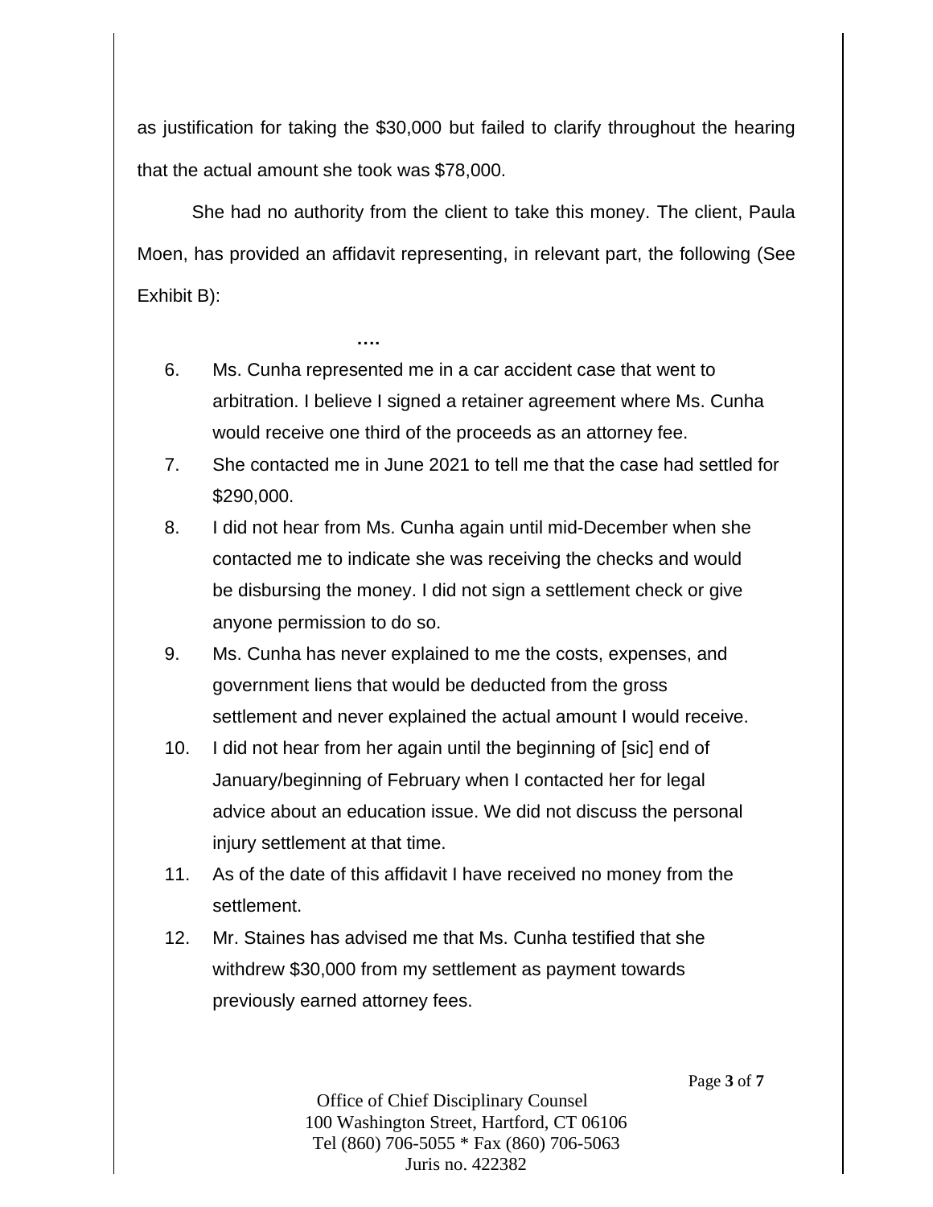as justification for taking the $30,000 but failed to clarify throughout the hearing that the actual amount she took was $78,000.

She had no authority from the client to take this money. The client, Paula Moen, has provided an affidavit representing, in relevant part, the following (See Exhibit B):

**….**

6. Ms. Cunha represented me in a car accident case that went to arbitration. I believe I signed a retainer agreement where Ms. Cunha would receive one third of the proceeds as an attorney fee.
7. She contacted me in June 2021 to tell me that the case had settled for $290,000.
8. I did not hear from Ms. Cunha again until mid-December when she contacted me to indicate she was receiving the checks and would be disbursing the money. I did not sign a settlement check or give anyone permission to do so.
9. Ms. Cunha has never explained to me the costs, expenses, and government liens that would be deducted from the gross settlement and never explained the actual amount I would receive.
10. I did not hear from her again until the beginning of [sic] end of January/beginning of February when I contacted her for legal advice about an education issue. We did not discuss the personal injury settlement at that time.
11. As of the date of this affidavit I have received no money from the settlement.
12. Mr. Staines has advised me that Ms. Cunha testified that she withdrew $30,000 from my settlement as payment towards previously earned attorney fees.

Office of Chief Disciplinary Counsel
100 Washington Street, Hartford, CT 06106
Tel (860) 706-5055 * Fax (860) 706-5063
Juris no. 422382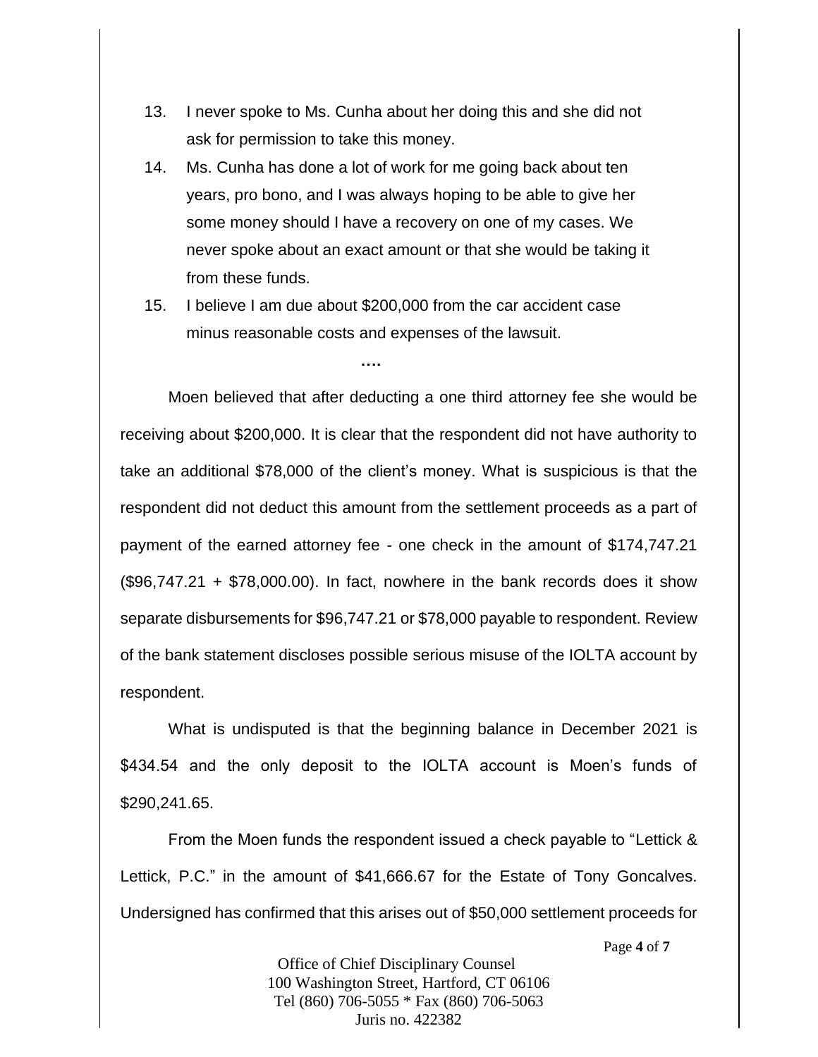13. I never spoke to Ms. Cunha about her doing this and she did not ask for permission to take this money.
14. Ms. Cunha has done a lot of work for me going back about ten years, pro bono, and I was always hoping to be able to give her some money should I have a recovery on one of my cases. We never spoke about an exact amount or that she would be taking it from these funds.
15. I believe I am due about $200,000 from the car accident case minus reasonable costs and expenses of the lawsuit.

**….**

Moen believed that after deducting a one third attorney fee she would be receiving about $200,000. It is clear that the respondent did not have authority to take an additional $78,000 of the client's money. What is suspicious is that the respondent did not deduct this amount from the settlement proceeds as a part of payment of the earned attorney fee - one check in the amount of $174,747.21 ($96,747.21 + $78,000.00). In fact, nowhere in the bank records does it show separate disbursements for $96,747.21 or $78,000 payable to respondent. Review of the bank statement discloses possible serious misuse of the IOLTA account by respondent.

What is undisputed is that the beginning balance in December 2021 is $434.54 and the only deposit to the IOLTA account is Moen's funds of $290,241.65.

From the Moen funds the respondent issued a check payable to "Lettick & Lettick, P.C." in the amount of $41,666.67 for the Estate of Tony Goncalves. Undersigned has confirmed that this arises out of $50,000 settlement proceeds for

Office of Chief Disciplinary Counsel
100 Washington Street, Hartford, CT 06106
Tel (860) 706-5055 * Fax (860) 706-5063
Juris no. 422382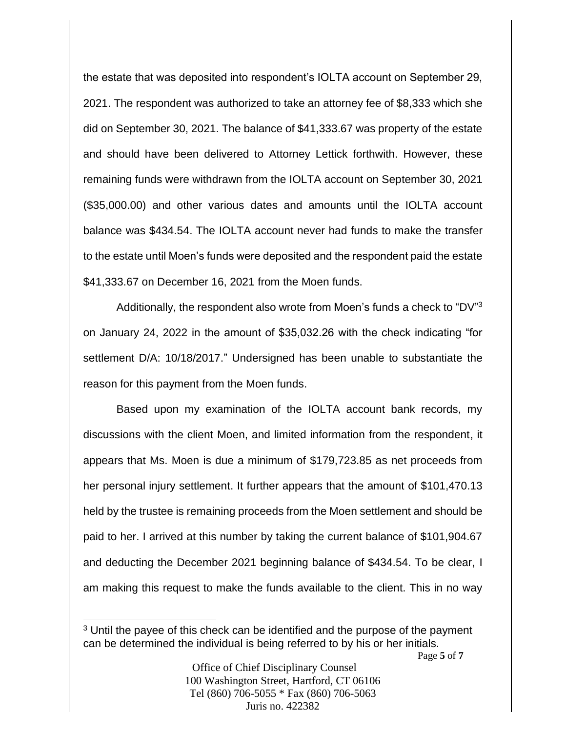the estate that was deposited into respondent's IOLTA account on September 29, 2021. The respondent was authorized to take an attorney fee of $8,333 which she did on September 30, 2021. The balance of $41,333.67 was property of the estate and should have been delivered to Attorney Lettick forthwith. However, these remaining funds were withdrawn from the IOLTA account on September 30, 2021 ($35,000.00) and other various dates and amounts until the IOLTA account balance was $434.54. The IOLTA account never had funds to make the transfer to the estate until Moen's funds were deposited and the respondent paid the estate $41,333.67 on December 16, 2021 from the Moen funds.

Additionally, the respondent also wrote from Moen's funds a check to "DV"[3] on January 24, 2022 in the amount of $35,032.26 with the check indicating "for settlement D/A: 10/18/2017." Undersigned has been unable to substantiate the reason for this payment from the Moen funds.

Based upon my examination of the IOLTA account bank records, my discussions with the client Moen, and limited information from the respondent, it appears that Ms. Moen is due a minimum of $179,723.85 as net proceeds from her personal injury settlement. It further appears that the amount of $101,470.13 held by the trustee is remaining proceeds from the Moen settlement and should be paid to her. I arrived at this number by taking the current balance of $101,904.67 and deducting the December 2021 beginning balance of $434.54. To be clear, I am making this request to make the funds available to the client. This in no way

---

[3] Until the payee of this check can be identified and the purpose of the payment can be determined the individual is being referred to by his or her initials.

Office of Chief Disciplinary Counsel
100 Washington Street, Hartford, CT 06106
Tel (860) 706-5055 * Fax (860) 706-5063
Juris no. 422382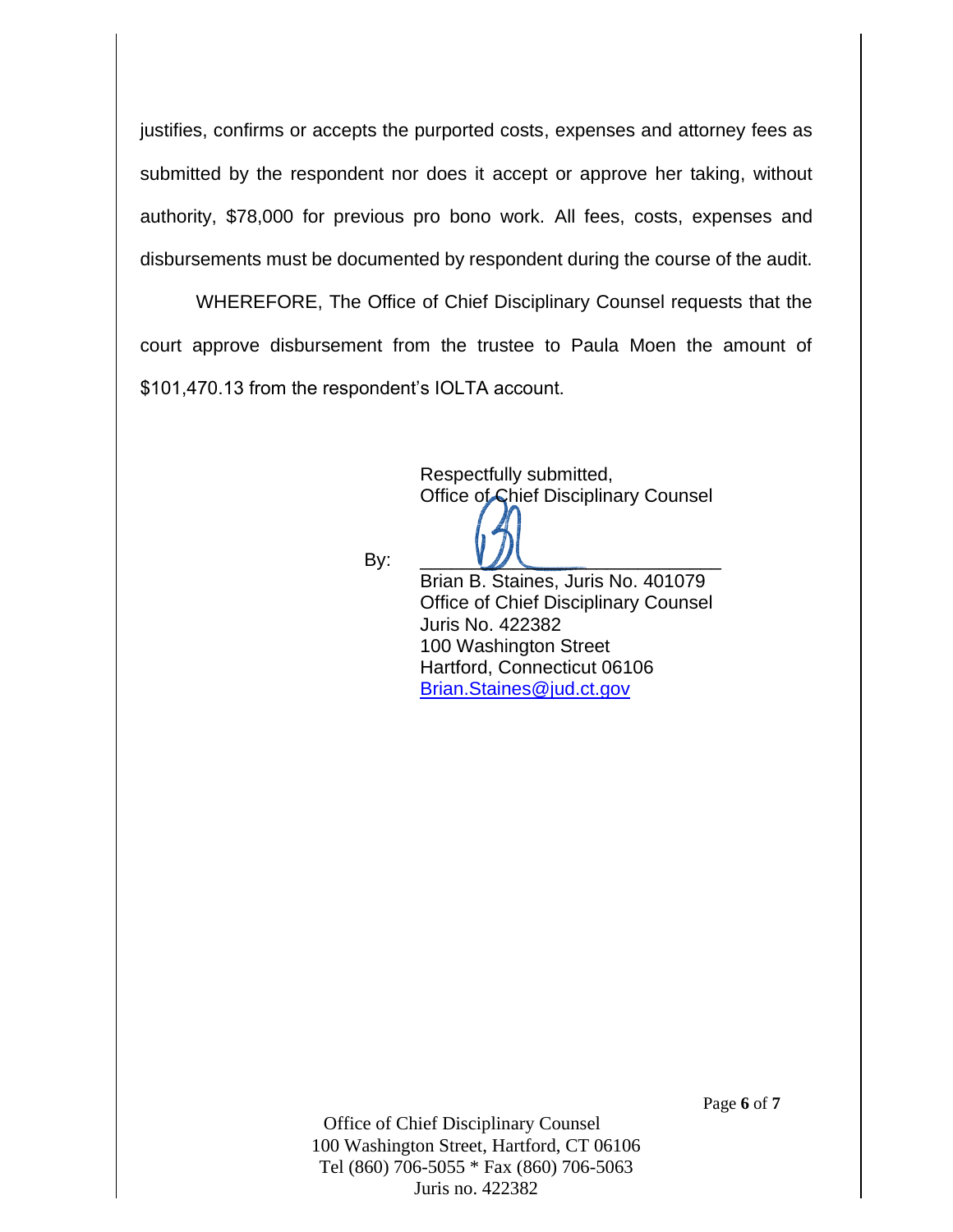justifies, confirms or accepts the purported costs, expenses and attorney fees as submitted by the respondent nor does it accept or approve her taking, without authority, $78,000 for previous pro bono work. All fees, costs, expenses and disbursements must be documented by respondent during the course of the audit.

WHEREFORE, The Office of Chief Disciplinary Counsel requests that the court approve disbursement from the trustee to Paula Moen the amount of $101,470.13 from the respondent's IOLTA account.

Respectfully submitted,
Office of Chief Disciplinary Counsel

By: ______________________________
Brian B. Staines, Juris No. 401079
Office of Chief Disciplinary Counsel
Juris No. 422382
100 Washington Street
Hartford, Connecticut 06106
Brian.Staines@jud.ct.gov

Office of Chief Disciplinary Counsel
100 Washington Street, Hartford, CT 06106
Tel (860) 706-5055 * Fax (860) 706-5063
Juris no. 422382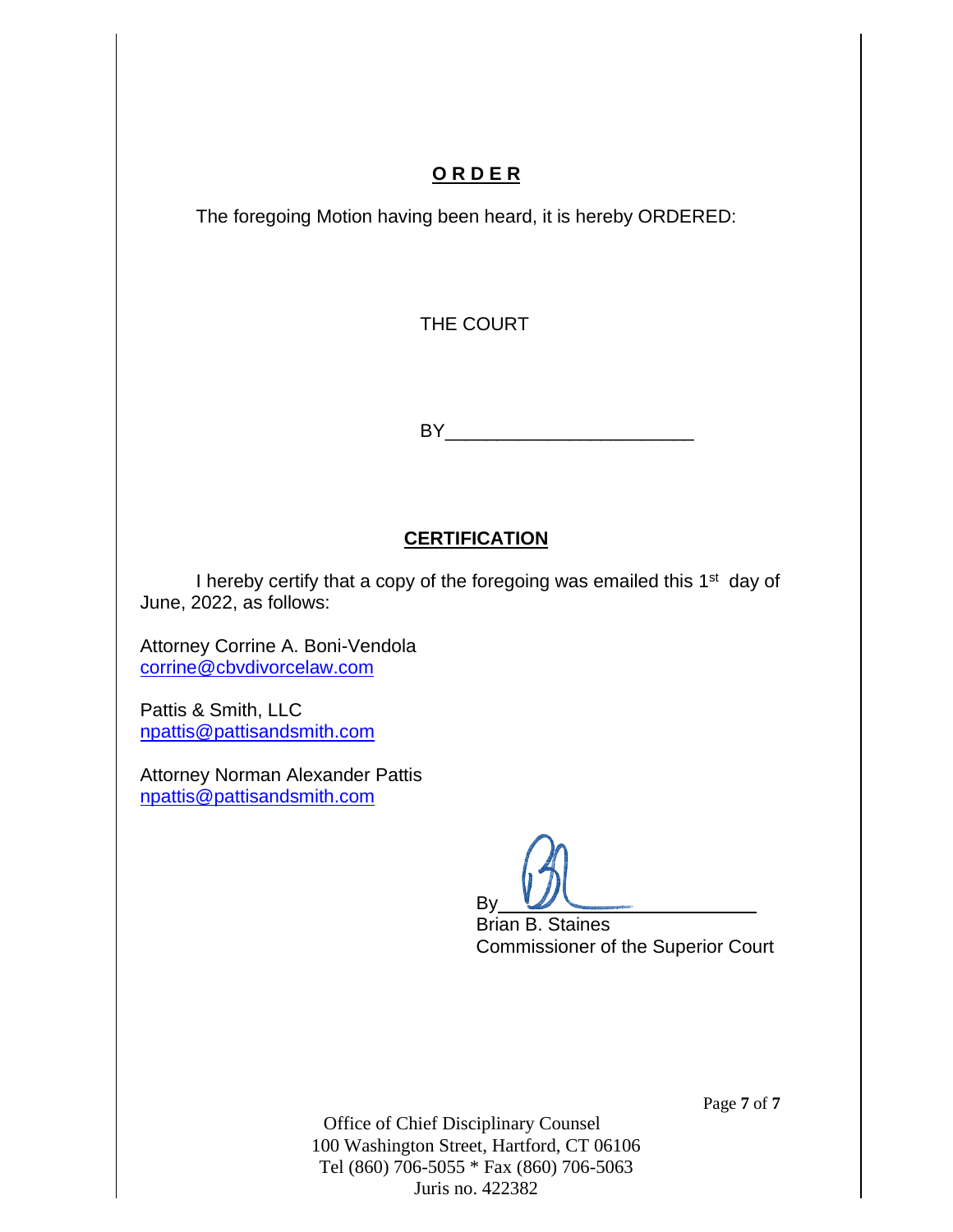## ORDER

The foregoing Motion having been heard, it is hereby ORDERED:

THE COURT

BY________________________

## CERTIFICATION

I hereby certify that a copy of the foregoing was emailed this 1st day of June, 2022, as follows:

Attorney Corrine A. Boni-Vendola
corrine@cbvdivorcelaw.com

Pattis & Smith, LLC
npattis@pattisandsmith.com

Attorney Norman Alexander Pattis
npattis@pattisandsmith.com

By________________________
Brian B. Staines
Commissioner of the Superior Court

Office of Chief Disciplinary Counsel
100 Washington Street, Hartford, CT 06106
Tel (860) 706-5055 * Fax (860) 706-5063
Juris no. 422382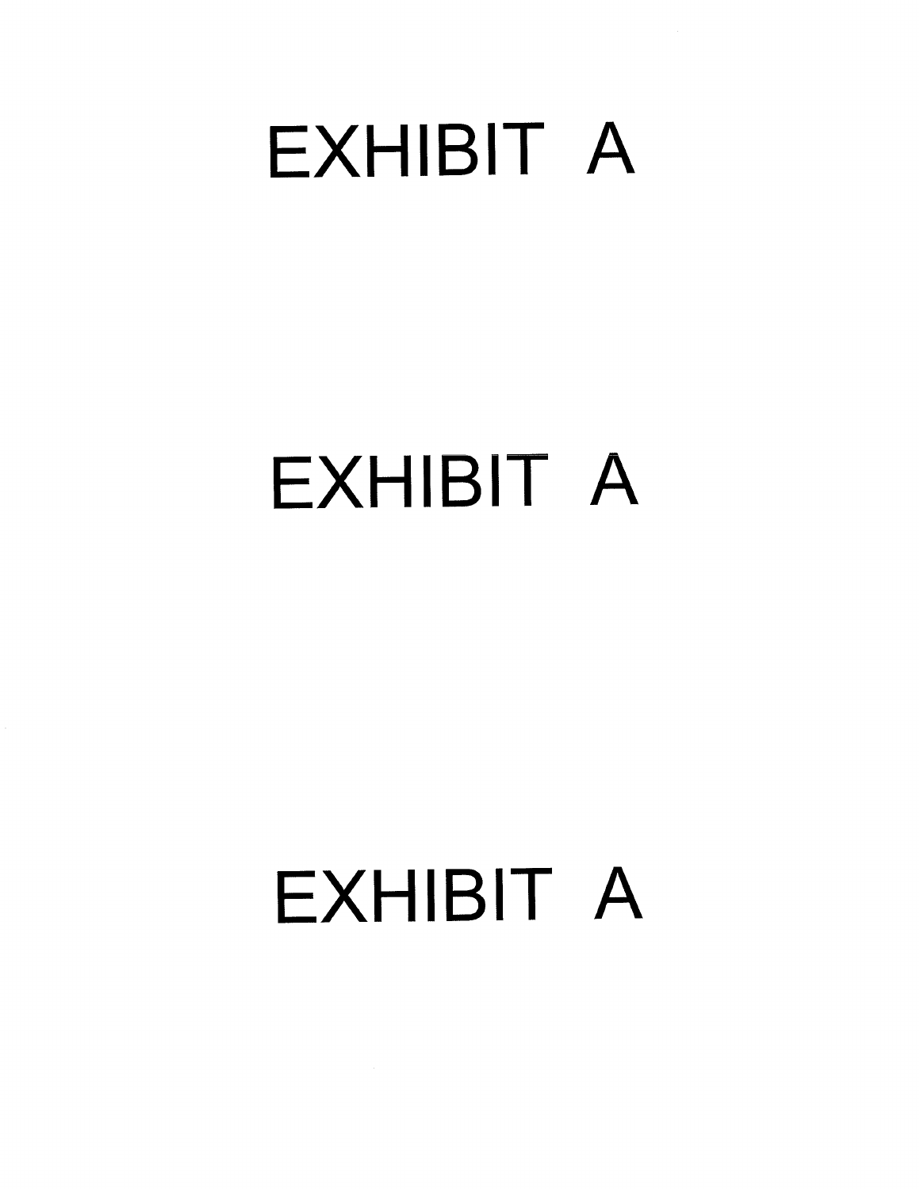# EXHIBIT A

# EXHIBIT A

# EXHIBIT A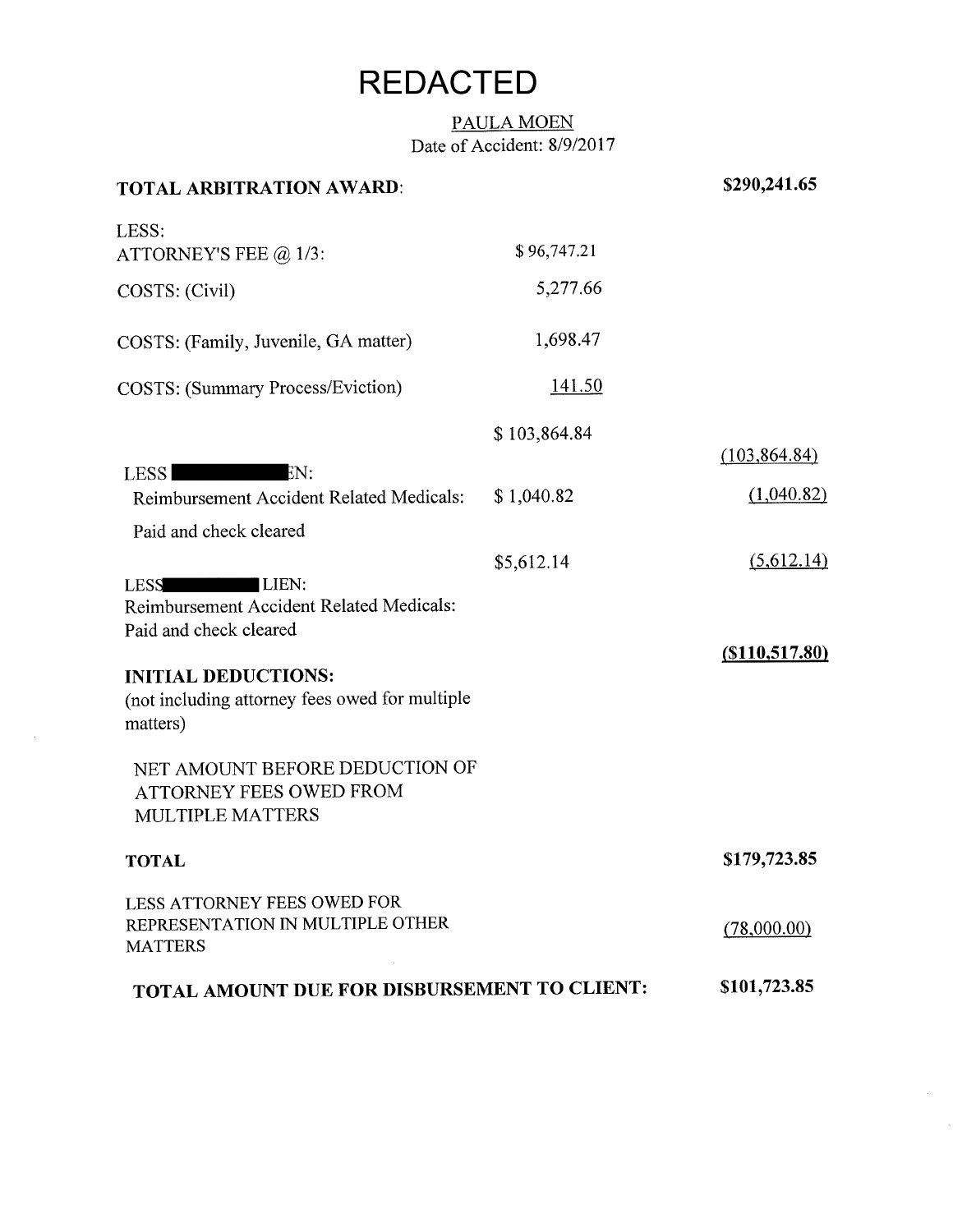# REDACTED

PAULA MOEN
Date of Accident: 8/9/2017

| | | |
|---|---|---|
| **TOTAL ARBITRATION AWARD**: | | **$290,241.65** |
| LESS: | | |
| ATTORNEY'S FEE @ 1/3: | $ 96,747.21 | |
| COSTS: (Civil) | 5,277.66 | |
| COSTS: (Family, Juvenile, GA matter) | 1,698.47 | |
| COSTS: (Summary Process/Eviction) | 141.50 | |
| | $ 103,864.84 | (103,864.84) |
| LESS ████████EN: | | |
| Reimbursement Accident Related Medicals: | $ 1,040.82 | (1,040.82) |
| Paid and check cleared | | |
| | $5,612.14 | (5,612.14) |
| LESS████████ LIEN: | | |
| Reimbursement Accident Related Medicals: | | |
| Paid and check cleared | | |
| | | **($110,517.80)** |
| **INITIAL DEDUCTIONS:** (not including attorney fees owed for multiple matters) | | |
| NET AMOUNT BEFORE DEDUCTION OF ATTORNEY FEES OWED FROM MULTIPLE MATTERS | | |
| **TOTAL** | | **$179,723.85** |
| LESS ATTORNEY FEES OWED FOR REPRESENTATION IN MULTIPLE OTHER MATTERS | | (78,000.00) |
| **TOTAL AMOUNT DUE FOR DISBURSEMENT TO CLIENT:** | | **$101,723.85** |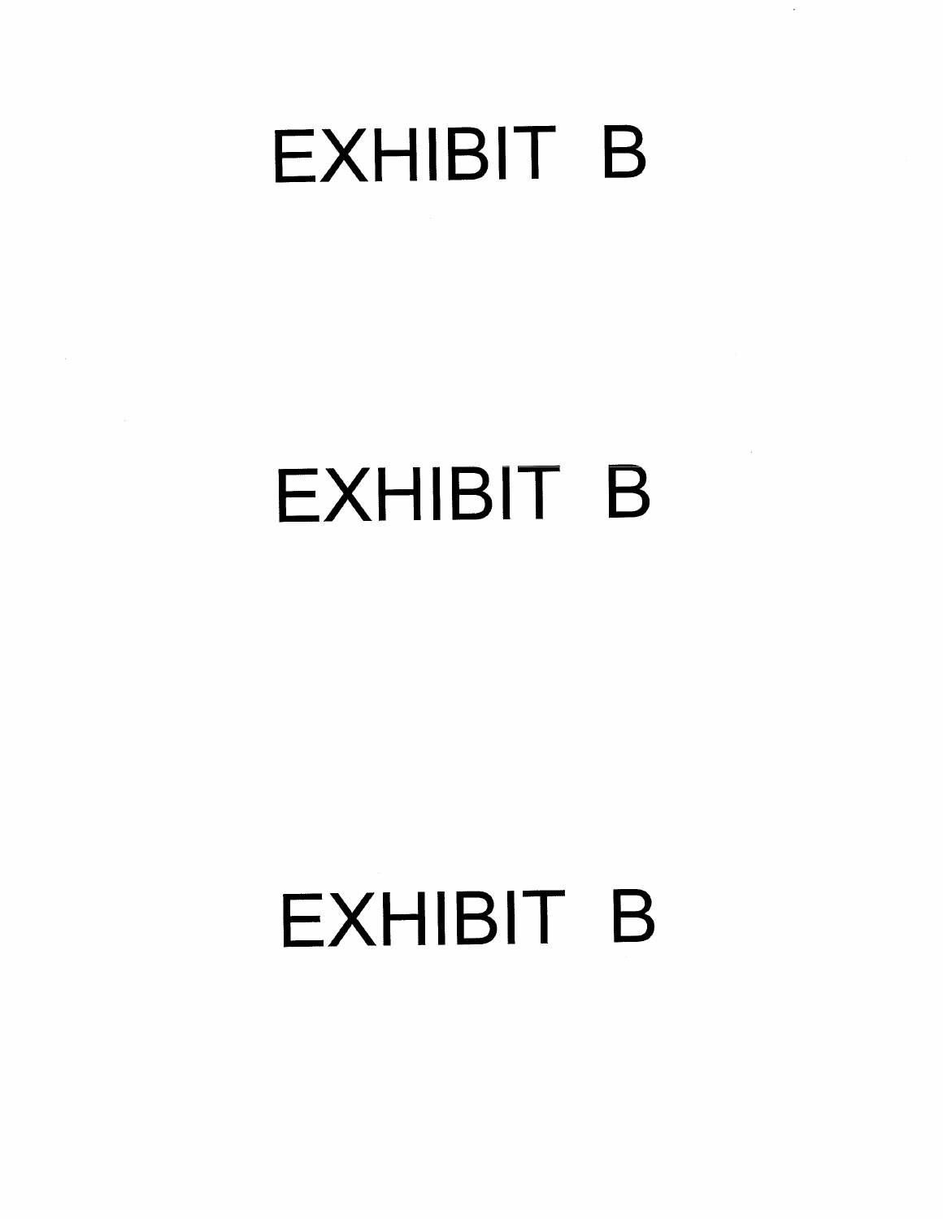# EXHIBIT B

# EXHIBIT B

# EXHIBIT B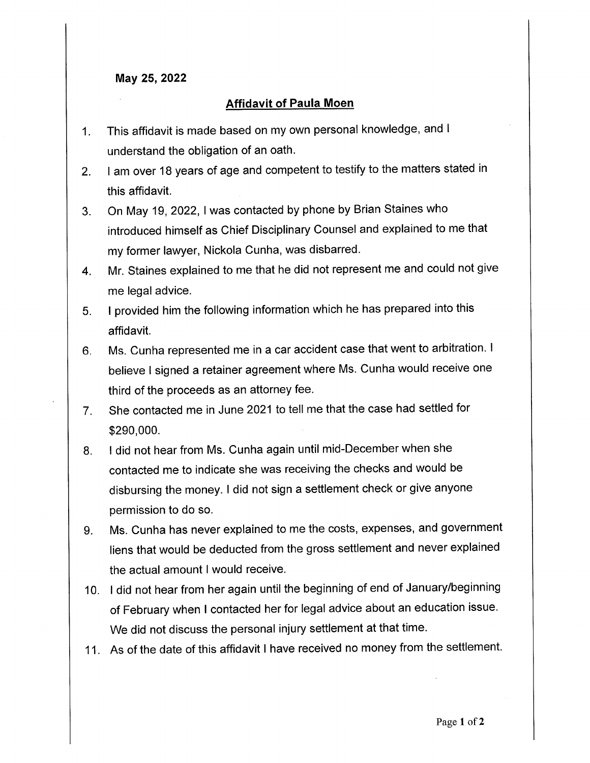**May 25, 2022**

**Affidavit of Paula Moen**

1. This affidavit is made based on my own personal knowledge, and I understand the obligation of an oath.
2. I am over 18 years of age and competent to testify to the matters stated in this affidavit.
3. On May 19, 2022, I was contacted by phone by Brian Staines who introduced himself as Chief Disciplinary Counsel and explained to me that my former lawyer, Nickola Cunha, was disbarred.
4. Mr. Staines explained to me that he did not represent me and could not give me legal advice.
5. I provided him the following information which he has prepared into this affidavit.
6. Ms. Cunha represented me in a car accident case that went to arbitration. I believe I signed a retainer agreement where Ms. Cunha would receive one third of the proceeds as an attorney fee.
7. She contacted me in June 2021 to tell me that the case had settled for $290,000.
8. I did not hear from Ms. Cunha again until mid-December when she contacted me to indicate she was receiving the checks and would be disbursing the money. I did not sign a settlement check or give anyone permission to do so.
9. Ms. Cunha has never explained to me the costs, expenses, and government liens that would be deducted from the gross settlement and never explained the actual amount I would receive.
10. I did not hear from her again until the beginning of end of January/beginning of February when I contacted her for legal advice about an education issue. We did not discuss the personal injury settlement at that time.
11. As of the date of this affidavit I have received no money from the settlement.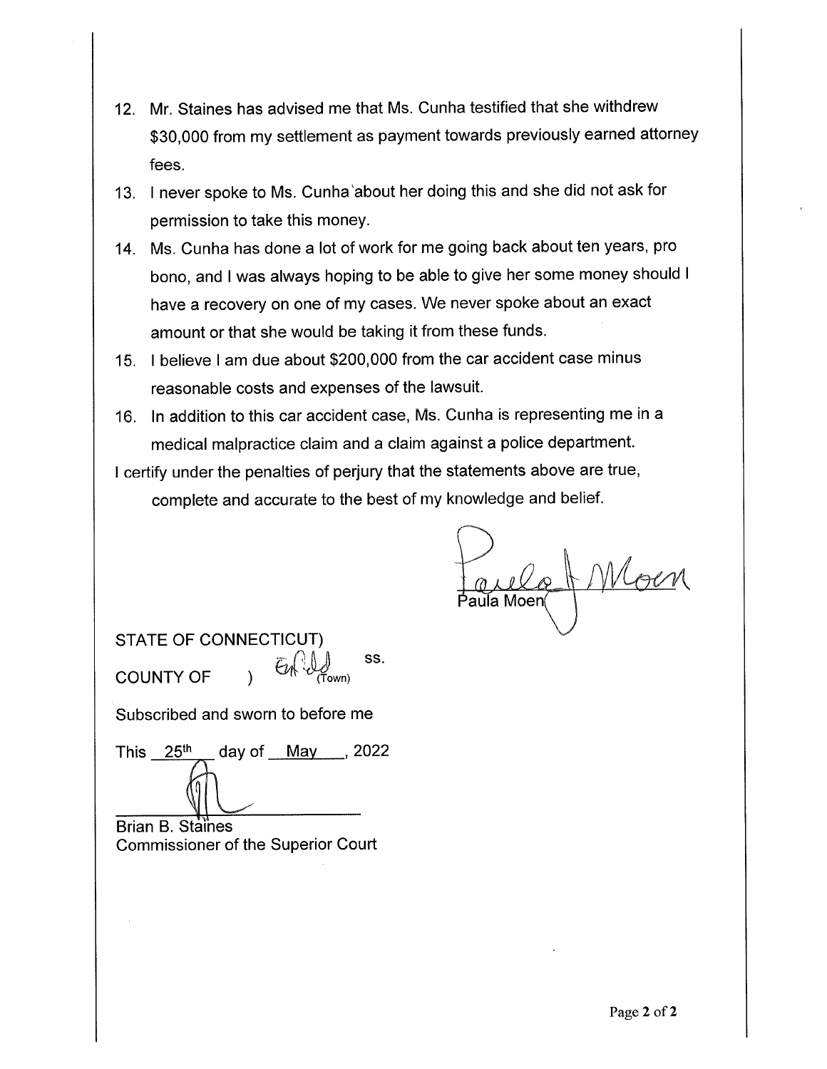12. Mr. Staines has advised me that Ms. Cunha testified that she withdrew $30,000 from my settlement as payment towards previously earned attorney fees.
13. I never spoke to Ms. Cunha about her doing this and she did not ask for permission to take this money.
14. Ms. Cunha has done a lot of work for me going back about ten years, pro bono, and I was always hoping to be able to give her some money should I have a recovery on one of my cases. We never spoke about an exact amount or that she would be taking it from these funds.
15. I believe I am due about $200,000 from the car accident case minus reasonable costs and expenses of the lawsuit.
16. In addition to this car accident case, Ms. Cunha is representing me in a medical malpractice claim and a claim against a police department.

I certify under the penalties of perjury that the statements above are true, complete and accurate to the best of my knowledge and belief.

Paula J Moen

Paula Moen

STATE OF CONNECTICUT)

ss.

COUNTY OF ) Enfield (Town)

Subscribed and sworn to before me

This 25th day of May, 2022

Brian B. Staines

Commissioner of the Superior Court